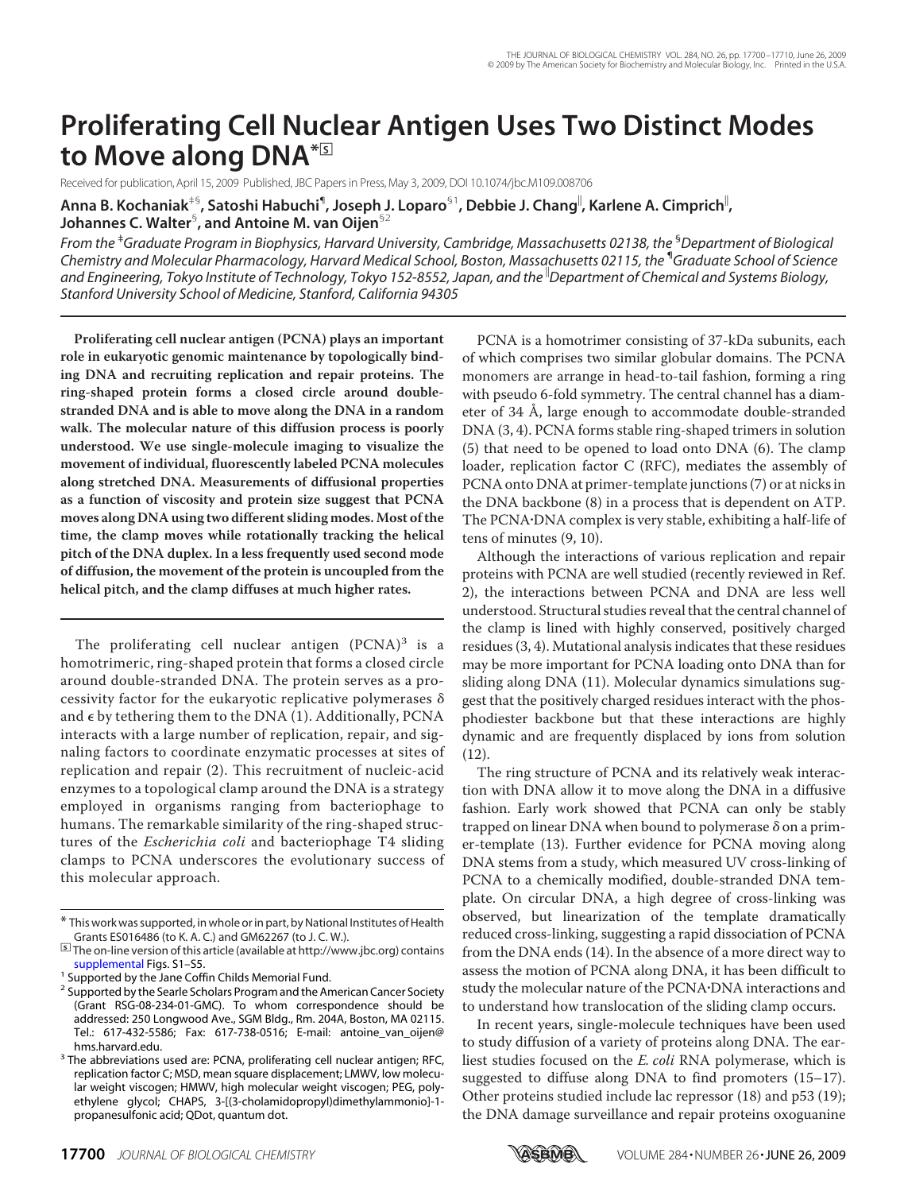# Proliferating Cell Nuclear Antigen Uses Two Distinct Modes to Move along DNA*

Received for publication, April 15, 2009 Published, JBC Papers in Press, May 3, 2009, DOI 10.1074/jbc.M109.008706

**Anna B. Kochaniak[‡§], Satoshi Habuchi[¶], Joseph J. Loparo[§1], Debbie J. Chang[‖], Karlene A. Cimprich[‖], Johannes C. Walter[§], and Antoine M. van Oijen[§2]**

*From the [‡]Graduate Program in Biophysics, Harvard University, Cambridge, Massachusetts 02138, the [§]Department of Biological Chemistry and Molecular Pharmacology, Harvard Medical School, Boston, Massachusetts 02115, the [¶]Graduate School of Science and Engineering, Tokyo Institute of Technology, Tokyo 152-8552, Japan, and the [‖]Department of Chemical and Systems Biology, Stanford University School of Medicine, Stanford, California 94305*

**Proliferating cell nuclear antigen (PCNA) plays an important role in eukaryotic genomic maintenance by topologically binding DNA and recruiting replication and repair proteins. The ring-shaped protein forms a closed circle around double-stranded DNA and is able to move along the DNA in a random walk. The molecular nature of this diffusion process is poorly understood. We use single-molecule imaging to visualize the movement of individual, fluorescently labeled PCNA molecules along stretched DNA. Measurements of diffusional properties as a function of viscosity and protein size suggest that PCNA moves along DNA using two different sliding modes. Most of the time, the clamp moves while rotationally tracking the helical pitch of the DNA duplex. In a less frequently used second mode of diffusion, the movement of the protein is uncoupled from the helical pitch, and the clamp diffuses at much higher rates.**

The proliferating cell nuclear antigen (PCNA)[3] is a homotrimeric, ring-shaped protein that forms a closed circle around double-stranded DNA. The protein serves as a processivity factor for the eukaryotic replicative polymerases δ and ϵ by tethering them to the DNA (1). Additionally, PCNA interacts with a large number of replication, repair, and signaling factors to coordinate enzymatic processes at sites of replication and repair (2). This recruitment of nucleic-acid enzymes to a topological clamp around the DNA is a strategy employed in organisms ranging from bacteriophage to humans. The remarkable similarity of the ring-shaped structures of the *Escherichia coli* and bacteriophage T4 sliding clamps to PCNA underscores the evolutionary success of this molecular approach.

PCNA is a homotrimer consisting of 37-kDa subunits, each of which comprises two similar globular domains. The PCNA monomers are arrange in head-to-tail fashion, forming a ring with pseudo 6-fold symmetry. The central channel has a diameter of 34 Å, large enough to accommodate double-stranded DNA (3, 4). PCNA forms stable ring-shaped trimers in solution (5) that need to be opened to load onto DNA (6). The clamp loader, replication factor C (RFC), mediates the assembly of PCNA onto DNA at primer-template junctions (7) or at nicks in the DNA backbone (8) in a process that is dependent on ATP. The PCNA·DNA complex is very stable, exhibiting a half-life of tens of minutes (9, 10).

Although the interactions of various replication and repair proteins with PCNA are well studied (recently reviewed in Ref. 2), the interactions between PCNA and DNA are less well understood. Structural studies reveal that the central channel of the clamp is lined with highly conserved, positively charged residues (3, 4). Mutational analysis indicates that these residues may be more important for PCNA loading onto DNA than for sliding along DNA (11). Molecular dynamics simulations suggest that the positively charged residues interact with the phosphodiester backbone but that these interactions are highly dynamic and are frequently displaced by ions from solution (12).

The ring structure of PCNA and its relatively weak interaction with DNA allow it to move along the DNA in a diffusive fashion. Early work showed that PCNA can only be stably trapped on linear DNA when bound to polymerase δ on a primer-template (13). Further evidence for PCNA moving along DNA stems from a study, which measured UV cross-linking of PCNA to a chemically modified, double-stranded DNA template. On circular DNA, a high degree of cross-linking was observed, but linearization of the template dramatically reduced cross-linking, suggesting a rapid dissociation of PCNA from the DNA ends (14). In the absence of a more direct way to assess the motion of PCNA along DNA, it has been difficult to study the molecular nature of the PCNA·DNA interactions and to understand how translocation of the sliding clamp occurs.

In recent years, single-molecule techniques have been used to study diffusion of a variety of proteins along DNA. The earliest studies focused on the *E. coli* RNA polymerase, which is suggested to diffuse along DNA to find promoters (15–17). Other proteins studied include lac repressor (18) and p53 (19); the DNA damage surveillance and repair proteins oxoguanine

---

\* This work was supported, in whole or in part, by National Institutes of Health Grants ES016486 (to K. A. C.) and GM62267 (to J. C. W.).

The on-line version of this article (available at http://www.jbc.org) contains supplemental Figs. S1–S5.

[1] Supported by the Jane Coffin Childs Memorial Fund.

[2] Supported by the Searle Scholars Program and the American Cancer Society (Grant RSG-08-234-01-GMC). To whom correspondence should be addressed: 250 Longwood Ave., SGM Bldg., Rm. 204A, Boston, MA 02115. Tel.: 617-432-5586; Fax: 617-738-0516; E-mail: antoine_van_oijen@hms.harvard.edu.

[3] The abbreviations used are: PCNA, proliferating cell nuclear antigen; RFC, replication factor C; MSD, mean square displacement; LMWV, low molecular weight viscogen; HMWV, high molecular weight viscogen; PEG, polyethylene glycol; CHAPS, 3-[(3-cholamidopropyl)dimethylammonio]-1-propanesulfonic acid; QDot, quantum dot.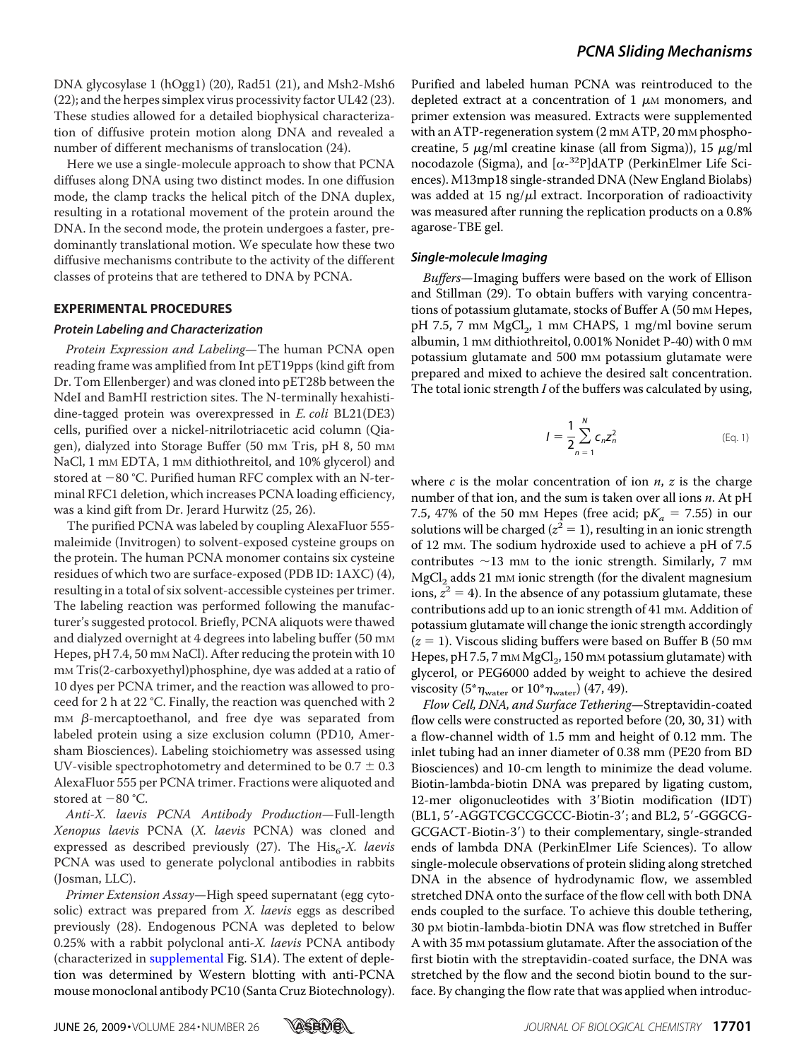DNA glycosylase 1 (hOgg1) (20), Rad51 (21), and Msh2-Msh6 (22); and the herpes simplex virus processivity factor UL42 (23). These studies allowed for a detailed biophysical characterization of diffusive protein motion along DNA and revealed a number of different mechanisms of translocation (24).

Here we use a single-molecule approach to show that PCNA diffuses along DNA using two distinct modes. In one diffusion mode, the clamp tracks the helical pitch of the DNA duplex, resulting in a rotational movement of the protein around the DNA. In the second mode, the protein undergoes a faster, predominantly translational motion. We speculate how these two diffusive mechanisms contribute to the activity of the different classes of proteins that are tethered to DNA by PCNA.

## EXPERIMENTAL PROCEDURES

### Protein Labeling and Characterization

*Protein Expression and Labeling*—The human PCNA open reading frame was amplified from Int pET19pps (kind gift from Dr. Tom Ellenberger) and was cloned into pET28b between the NdeI and BamHI restriction sites. The N-terminally hexahistidine-tagged protein was overexpressed in *E. coli* BL21(DE3) cells, purified over a nickel-nitrilotriacetic acid column (Qiagen), dialyzed into Storage Buffer (50 mM Tris, pH 8, 50 mM NaCl, 1 mM EDTA, 1 mM dithiothreitol, and 10% glycerol) and stored at −80 °C. Purified human RFC complex with an N-terminal RFC1 deletion, which increases PCNA loading efficiency, was a kind gift from Dr. Jerard Hurwitz (25, 26).

The purified PCNA was labeled by coupling AlexaFluor 555-maleimide (Invitrogen) to solvent-exposed cysteine groups on the protein. The human PCNA monomer contains six cysteine residues of which two are surface-exposed (PDB ID: 1AXC) (4), resulting in a total of six solvent-accessible cysteines per trimer. The labeling reaction was performed following the manufacturer's suggested protocol. Briefly, PCNA aliquots were thawed and dialyzed overnight at 4 degrees into labeling buffer (50 mM Hepes, pH 7.4, 50 mM NaCl). After reducing the protein with 10 mM Tris(2-carboxyethyl)phosphine, dye was added at a ratio of 10 dyes per PCNA trimer, and the reaction was allowed to proceed for 2 h at 22 °C. Finally, the reaction was quenched with 2 mM β-mercaptoethanol, and free dye was separated from labeled protein using a size exclusion column (PD10, Amersham Biosciences). Labeling stoichiometry was assessed using UV-visible spectrophotometry and determined to be 0.7 ± 0.3 AlexaFluor 555 per PCNA trimer. Fractions were aliquoted and stored at −80 °C.

*Anti-X. laevis PCNA Antibody Production*—Full-length *Xenopus laevis* PCNA (*X. laevis* PCNA) was cloned and expressed as described previously (27). The $His_6$-*X. laevis* PCNA was used to generate polyclonal antibodies in rabbits (Josman, LLC).

*Primer Extension Assay*—High speed supernatant (egg cytosolic) extract was prepared from *X. laevis* eggs as described previously (28). Endogenous PCNA was depleted to below 0.25% with a rabbit polyclonal anti-*X. laevis* PCNA antibody (characterized in supplemental Fig. S1*A*). The extent of depletion was determined by Western blotting with anti-PCNA mouse monoclonal antibody PC10 (Santa Cruz Biotechnology). Purified and labeled human PCNA was reintroduced to the depleted extract at a concentration of 1 μM monomers, and primer extension was measured. Extracts were supplemented with an ATP-regeneration system (2 mM ATP, 20 mM phosphocreatine, 5 μg/ml creatine kinase (all from Sigma)), 15 μg/ml nocodazole (Sigma), and [α-$^{32}$P]dATP (PerkinElmer Life Sciences). M13mp18 single-stranded DNA (New England Biolabs) was added at 15 ng/μl extract. Incorporation of radioactivity was measured after running the replication products on a 0.8% agarose-TBE gel.

### Single-molecule Imaging

*Buffers*—Imaging buffers were based on the work of Ellison and Stillman (29). To obtain buffers with varying concentrations of potassium glutamate, stocks of Buffer A (50 mM Hepes, pH 7.5, 7 mM $MgCl_2$, 1 mM CHAPS, 1 mg/ml bovine serum albumin, 1 mM dithiothreitol, 0.001% Nonidet P-40) with 0 mM potassium glutamate and 500 mM potassium glutamate were prepared and mixed to achieve the desired salt concentration. The total ionic strength *I* of the buffers was calculated by using,

$$I = \frac{1}{2}\sum_{n=1}^{N} c_n z_n^2 \qquad \text{(Eq. 1)}$$

where *c* is the molar concentration of ion *n*, *z* is the charge number of that ion, and the sum is taken over all ions *n*. At pH 7.5, 47% of the 50 mM Hepes (free acid; $pK_a$ = 7.55) in our solutions will be charged ($z^2 = 1$), resulting in an ionic strength of 12 mM. The sodium hydroxide used to achieve a pH of 7.5 contributes ~13 mM to the ionic strength. Similarly, 7 mM $MgCl_2$ adds 21 mM ionic strength (for the divalent magnesium ions, $z^2 = 4$). In the absence of any potassium glutamate, these contributions add up to an ionic strength of 41 mM. Addition of potassium glutamate will change the ionic strength accordingly ($z = 1$). Viscous sliding buffers were based on Buffer B (50 mM Hepes, pH 7.5, 7 mM $MgCl_2$, 150 mM potassium glutamate) with glycerol, or PEG6000 added by weight to achieve the desired viscosity ($5^*\eta_{water}$ or $10^*\eta_{water}$) (47, 49).

*Flow Cell, DNA, and Surface Tethering*—Streptavidin-coated flow cells were constructed as reported before (20, 30, 31) with a flow-channel width of 1.5 mm and height of 0.12 mm. The inlet tubing had an inner diameter of 0.38 mm (PE20 from BD Biosciences) and 10-cm length to minimize the dead volume. Biotin-lambda-biotin DNA was prepared by ligating custom, 12-mer oligonucleotides with 3′Biotin modification (IDT) (BL1, 5′-AGGTCGCCGCCC-Biotin-3′; and BL2, 5′-GGGCG-GCGACT-Biotin-3′) to their complementary, single-stranded ends of lambda DNA (PerkinElmer Life Sciences). To allow single-molecule observations of protein sliding along stretched DNA in the absence of hydrodynamic flow, we assembled stretched DNA onto the surface of the flow cell with both DNA ends coupled to the surface. To achieve this double tethering, 30 pM biotin-lambda-biotin DNA was flow stretched in Buffer A with 35 mM potassium glutamate. After the association of the first biotin with the streptavidin-coated surface, the DNA was stretched by the flow and the second biotin bound to the surface. By changing the flow rate that was applied when introduc-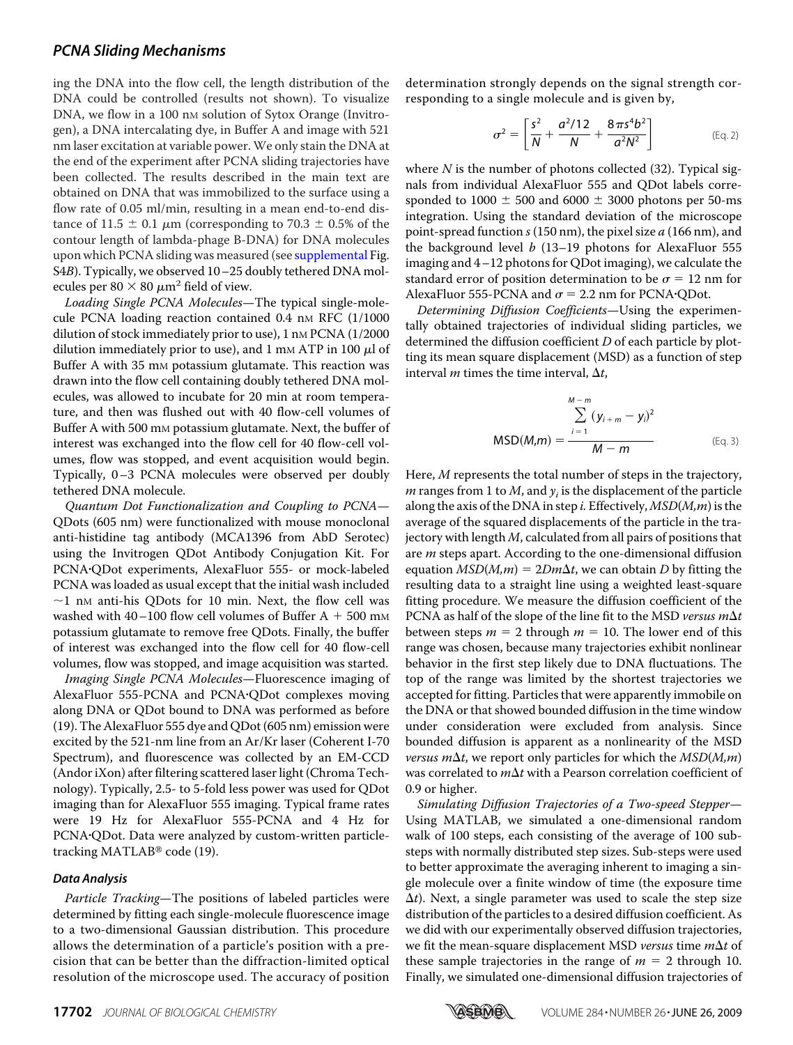ing the DNA into the flow cell, the length distribution of the DNA could be controlled (results not shown). To visualize DNA, we flow in a 100 nM solution of Sytox Orange (Invitrogen), a DNA intercalating dye, in Buffer A and image with 521 nm laser excitation at variable power. We only stain the DNA at the end of the experiment after PCNA sliding trajectories have been collected. The results described in the main text are obtained on DNA that was immobilized to the surface using a flow rate of 0.05 ml/min, resulting in a mean end-to-end distance of 11.5 ± 0.1 μm (corresponding to 70.3 ± 0.5% of the contour length of lambda-phage B-DNA) for DNA molecules upon which PCNA sliding was measured (see supplemental Fig. S4*B*). Typically, we observed 10–25 doubly tethered DNA molecules per 80 × 80 μm² field of view.

*Loading Single PCNA Molecules*—The typical single-molecule PCNA loading reaction contained 0.4 nM RFC (1/1000 dilution of stock immediately prior to use), 1 nM PCNA (1/2000 dilution immediately prior to use), and 1 mM ATP in 100 μl of Buffer A with 35 mM potassium glutamate. This reaction was drawn into the flow cell containing doubly tethered DNA molecules, was allowed to incubate for 20 min at room temperature, and then was flushed out with 40 flow-cell volumes of Buffer A with 500 mM potassium glutamate. Next, the buffer of interest was exchanged into the flow cell for 40 flow-cell volumes, flow was stopped, and event acquisition would begin. Typically, 0–3 PCNA molecules were observed per doubly tethered DNA molecule.

*Quantum Dot Functionalization and Coupling to PCNA*—QDots (605 nm) were functionalized with mouse monoclonal anti-histidine tag antibody (MCA1396 from AbD Serotec) using the Invitrogen QDot Antibody Conjugation Kit. For PCNA·QDot experiments, AlexaFluor 555- or mock-labeled PCNA was loaded as usual except that the initial wash included ~1 nM anti-his QDots for 10 min. Next, the flow cell was washed with 40–100 flow cell volumes of Buffer A + 500 mM potassium glutamate to remove free QDots. Finally, the buffer of interest was exchanged into the flow cell for 40 flow-cell volumes, flow was stopped, and image acquisition was started.

*Imaging Single PCNA Molecules*—Fluorescence imaging of AlexaFluor 555-PCNA and PCNA·QDot complexes moving along DNA or QDot bound to DNA was performed as before (19). The AlexaFluor 555 dye and QDot (605 nm) emission were excited by the 521-nm line from an Ar/Kr laser (Coherent I-70 Spectrum), and fluorescence was collected by an EM-CCD (Andor iXon) after filtering scattered laser light (Chroma Technology). Typically, 2.5- to 5-fold less power was used for QDot imaging than for AlexaFluor 555 imaging. Typical frame rates were 19 Hz for AlexaFluor 555-PCNA and 4 Hz for PCNA·QDot. Data were analyzed by custom-written particle-tracking MATLAB® code (19).

### Data Analysis

*Particle Tracking*—The positions of labeled particles were determined by fitting each single-molecule fluorescence image to a two-dimensional Gaussian distribution. This procedure allows the determination of a particle's position with a precision that can be better than the diffraction-limited optical resolution of the microscope used. The accuracy of position determination strongly depends on the signal strength corresponding to a single molecule and is given by,

$$\sigma^2 = \left[\frac{s^2}{N} + \frac{a^2/12}{N} + \frac{8\pi s^4 b^2}{a^2 N^2}\right] \quad \text{(Eq. 2)}$$

where $N$ is the number of photons collected (32). Typical signals from individual AlexaFluor 555 and QDot labels corresponded to 1000 ± 500 and 6000 ± 3000 photons per 50-ms integration. Using the standard deviation of the microscope point-spread function $s$ (150 nm), the pixel size $a$ (166 nm), and the background level $b$ (13–19 photons for AlexaFluor 555 imaging and 4–12 photons for QDot imaging), we calculate the standard error of position determination to be $\sigma = 12$ nm for AlexaFluor 555-PCNA and $\sigma = 2.2$ nm for PCNA·QDot.

*Determining Diffusion Coefficients*—Using the experimentally obtained trajectories of individual sliding particles, we determined the diffusion coefficient $D$ of each particle by plotting its mean square displacement (MSD) as a function of step interval $m$ times the time interval, $\Delta t$,

$$\text{MSD}(M,m) = \frac{\sum_{i=1}^{M-m} (y_{i+m} - y_i)^2}{M - m} \quad \text{(Eq. 3)}$$

Here, $M$ represents the total number of steps in the trajectory, $m$ ranges from 1 to $M$, and $y_i$ is the displacement of the particle along the axis of the DNA in step $i$. Effectively, $MSD(M,m)$ is the average of the squared displacements of the particle in the trajectory with length $M$, calculated from all pairs of positions that are $m$ steps apart. According to the one-dimensional diffusion equation $MSD(M,m) = 2Dm\Delta t$, we can obtain $D$ by fitting the resulting data to a straight line using a weighted least-square fitting procedure. We measure the diffusion coefficient of the PCNA as half of the slope of the line fit to the MSD *versus* $m\Delta t$ between steps $m = 2$ through $m = 10$. The lower end of this range was chosen, because many trajectories exhibit nonlinear behavior in the first step likely due to DNA fluctuations. The top of the range was limited by the shortest trajectories we accepted for fitting. Particles that were apparently immobile on the DNA or that showed bounded diffusion in the time window under consideration were excluded from analysis. Since bounded diffusion is apparent as a nonlinearity of the MSD *versus* $m\Delta t$, we report only particles for which the $MSD(M,m)$ was correlated to $m\Delta t$ with a Pearson correlation coefficient of 0.9 or higher.

*Simulating Diffusion Trajectories of a Two-speed Stepper*—Using MATLAB, we simulated a one-dimensional random walk of 100 steps, each consisting of the average of 100 sub-steps with normally distributed step sizes. Sub-steps were used to better approximate the averaging inherent to imaging a single molecule over a finite window of time (the exposure time $\Delta t$). Next, a single parameter was used to scale the step size distribution of the particles to a desired diffusion coefficient. As we did with our experimentally observed diffusion trajectories, we fit the mean-square displacement MSD *versus* time $m\Delta t$ of these sample trajectories in the range of $m = 2$ through 10. Finally, we simulated one-dimensional diffusion trajectories of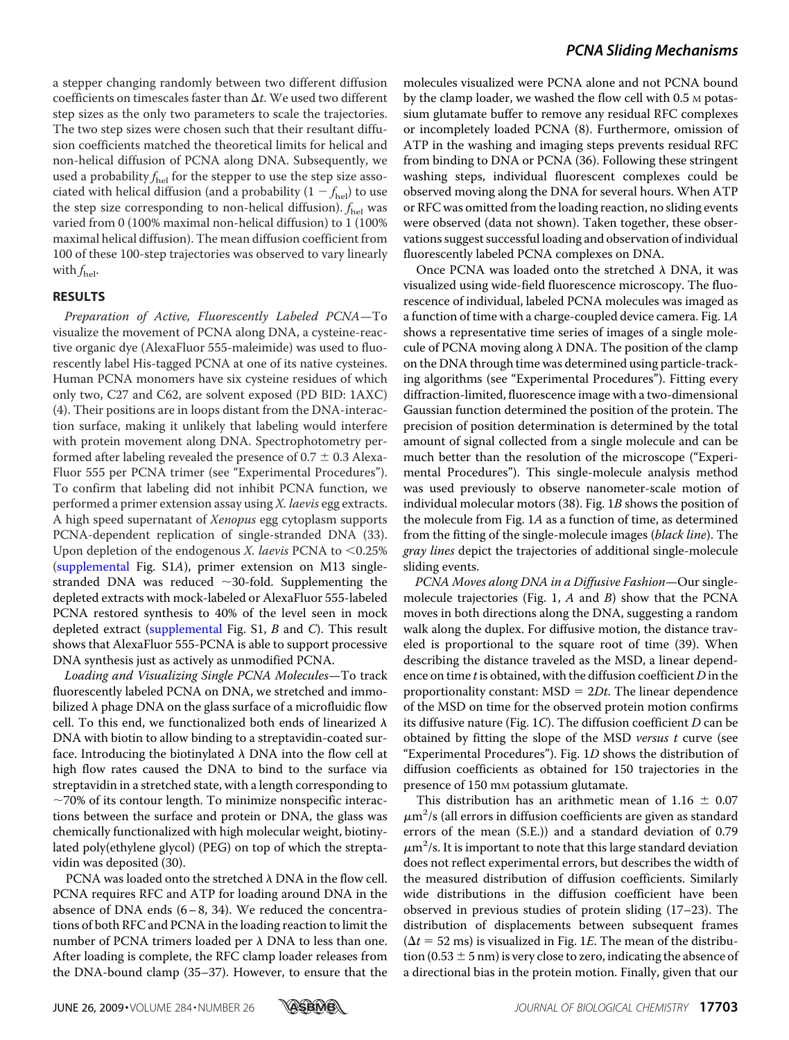a stepper changing randomly between two different diffusion coefficients on timescales faster than $\Delta t$. We used two different step sizes as the only two parameters to scale the trajectories. The two step sizes were chosen such that their resultant diffusion coefficients matched the theoretical limits for helical and non-helical diffusion of PCNA along DNA. Subsequently, we used a probability $f_{hel}$ for the stepper to use the step size associated with helical diffusion (and a probability $(1 - f_{hel})$ to use the step size corresponding to non-helical diffusion). $f_{hel}$ was varied from 0 (100% maximal non-helical diffusion) to 1 (100% maximal helical diffusion). The mean diffusion coefficient from 100 of these 100-step trajectories was observed to vary linearly with $f_{hel}$.

## RESULTS

*Preparation of Active, Fluorescently Labeled PCNA*—To visualize the movement of PCNA along DNA, a cysteine-reactive organic dye (AlexaFluor 555-maleimide) was used to fluorescently label His-tagged PCNA at one of its native cysteines. Human PCNA monomers have six cysteine residues of which only two, C27 and C62, are solvent exposed (PD BID: 1AXC) (4). Their positions are in loops distant from the DNA-interaction surface, making it unlikely that labeling would interfere with protein movement along DNA. Spectrophotometry performed after labeling revealed the presence of 0.7 ± 0.3 AlexaFluor 555 per PCNA trimer (see "Experimental Procedures"). To confirm that labeling did not inhibit PCNA function, we performed a primer extension assay using *X. laevis* egg extracts. A high speed supernatant of *Xenopus* egg cytoplasm supports PCNA-dependent replication of single-stranded DNA (33). Upon depletion of the endogenous *X. laevis* PCNA to <0.25% (supplemental Fig. S1*A*), primer extension on M13 single-stranded DNA was reduced ~30-fold. Supplementing the depleted extracts with mock-labeled or AlexaFluor 555-labeled PCNA restored synthesis to 40% of the level seen in mock depleted extract (supplemental Fig. S1, *B* and *C*). This result shows that AlexaFluor 555-PCNA is able to support processive DNA synthesis just as actively as unmodified PCNA.

*Loading and Visualizing Single PCNA Molecules*—To track fluorescently labeled PCNA on DNA, we stretched and immobilized λ phage DNA on the glass surface of a microfluidic flow cell. To this end, we functionalized both ends of linearized λ DNA with biotin to allow binding to a streptavidin-coated surface. Introducing the biotinylated λ DNA into the flow cell at high flow rates caused the DNA to bind to the surface via streptavidin in a stretched state, with a length corresponding to ~70% of its contour length. To minimize nonspecific interactions between the surface and protein or DNA, the glass was chemically functionalized with high molecular weight, biotinylated poly(ethylene glycol) (PEG) on top of which the streptavidin was deposited (30).

PCNA was loaded onto the stretched λ DNA in the flow cell. PCNA requires RFC and ATP for loading around DNA in the absence of DNA ends (6–8, 34). We reduced the concentrations of both RFC and PCNA in the loading reaction to limit the number of PCNA trimers loaded per λ DNA to less than one. After loading is complete, the RFC clamp loader releases from the DNA-bound clamp (35–37). However, to ensure that the molecules visualized were PCNA alone and not PCNA bound by the clamp loader, we washed the flow cell with 0.5 M potassium glutamate buffer to remove any residual RFC complexes or incompletely loaded PCNA (8). Furthermore, omission of ATP in the washing and imaging steps prevents residual RFC from binding to DNA or PCNA (36). Following these stringent washing steps, individual fluorescent complexes could be observed moving along the DNA for several hours. When ATP or RFC was omitted from the loading reaction, no sliding events were observed (data not shown). Taken together, these observations suggest successful loading and observation of individual fluorescently labeled PCNA complexes on DNA.

Once PCNA was loaded onto the stretched λ DNA, it was visualized using wide-field fluorescence microscopy. The fluorescence of individual, labeled PCNA molecules was imaged as a function of time with a charge-coupled device camera. Fig. 1*A* shows a representative time series of images of a single molecule of PCNA moving along λ DNA. The position of the clamp on the DNA through time was determined using particle-tracking algorithms (see "Experimental Procedures"). Fitting every diffraction-limited, fluorescence image with a two-dimensional Gaussian function determined the position of the protein. The precision of position determination is determined by the total amount of signal collected from a single molecule and can be much better than the resolution of the microscope ("Experimental Procedures"). This single-molecule analysis method was used previously to observe nanometer-scale motion of individual molecular motors (38). Fig. 1*B* shows the position of the molecule from Fig. 1*A* as a function of time, as determined from the fitting of the single-molecule images (*black line*). The *gray lines* depict the trajectories of additional single-molecule sliding events.

*PCNA Moves along DNA in a Diffusive Fashion*—Our single-molecule trajectories (Fig. 1, *A* and *B*) show that the PCNA moves in both directions along the DNA, suggesting a random walk along the duplex. For diffusive motion, the distance traveled is proportional to the square root of time (39). When describing the distance traveled as the MSD, a linear dependence on time *t* is obtained, with the diffusion coefficient *D* in the proportionality constant: MSD = $2Dt$. The linear dependence of the MSD on time for the observed protein motion confirms its diffusive nature (Fig. 1*C*). The diffusion coefficient *D* can be obtained by fitting the slope of the MSD *versus t* curve (see "Experimental Procedures"). Fig. 1*D* shows the distribution of diffusion coefficients as obtained for 150 trajectories in the presence of 150 mM potassium glutamate.

This distribution has an arithmetic mean of 1.16 ± 0.07 $\mu m^2/s$ (all errors in diffusion coefficients are given as standard errors of the mean (S.E.)) and a standard deviation of 0.79 $\mu m^2/s$. It is important to note that this large standard deviation does not reflect experimental errors, but describes the width of the measured distribution of diffusion coefficients. Similarly wide distributions in the diffusion coefficient have been observed in previous studies of protein sliding (17–23). The distribution of displacements between subsequent frames ($\Delta t$ = 52 ms) is visualized in Fig. 1*E*. The mean of the distribution (0.53 ± 5 nm) is very close to zero, indicating the absence of a directional bias in the protein motion. Finally, given that our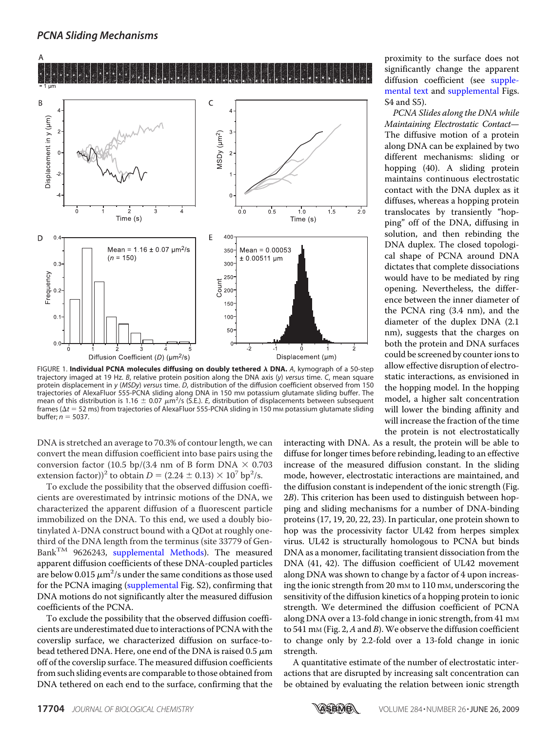FIGURE 1. **Individual PCNA molecules diffusing on doubly tethered λ DNA.** *A*, kymograph of a 50-step trajectory imaged at 19 Hz. *B*, relative protein position along the DNA axis (*y*) *versus* time. *C*, mean square protein displacement in *y* (*MSDy*) *versus* time. *D*, distribution of the diffusion coefficient observed from 150 trajectories of AlexaFluor 555-PCNA sliding along DNA in 150 mM potassium glutamate sliding buffer. The mean of this distribution is 1.16 ± 0.07 $\mu m^2/s$ (S.E.). *E*, distribution of displacements between subsequent frames ($\Delta t$ = 52 ms) from trajectories of AlexaFluor 555-PCNA sliding in 150 mM potassium glutamate sliding buffer; $n$ = 5037.

DNA is stretched an average to 70.3% of contour length, we can convert the mean diffusion coefficient into base pairs using the conversion factor (10.5 bp/(3.4 nm of B form DNA × 0.703 extension factor))$^2$ to obtain $D = (2.24 \pm 0.13) \times 10^7$ $bp^2/s$.

To exclude the possibility that the observed diffusion coefficients are overestimated by intrinsic motions of the DNA, we characterized the apparent diffusion of a fluorescent particle immobilized on the DNA. To this end, we used a doubly biotinylated λ-DNA construct bound with a QDot at roughly one-third of the DNA length from the terminus (site 33779 of GenBank™ 9626243, supplemental Methods). The measured apparent diffusion coefficients of these DNA-coupled particles are below 0.015 $\mu m^2/s$ under the same conditions as those used for the PCNA imaging (supplemental Fig. S2), confirming that DNA motions do not significantly alter the measured diffusion coefficients of the PCNA.

To exclude the possibility that the observed diffusion coefficients are underestimated due to interactions of PCNA with the coverslip surface, we characterized diffusion on surface-to-bead tethered DNA. Here, one end of the DNA is raised 0.5 $\mu m$ off of the coverslip surface. The measured diffusion coefficients from such sliding events are comparable to those obtained from DNA tethered on each end to the surface, confirming that the proximity to the surface does not significantly change the apparent diffusion coefficient (see supplemental text and supplemental Figs. S4 and S5).

*PCNA Slides along the DNA while Maintaining Electrostatic Contact*—The diffusive motion of a protein along DNA can be explained by two different mechanisms: sliding or hopping (40). A sliding protein maintains continuous electrostatic contact with the DNA duplex as it diffuses, whereas a hopping protein translocates by transiently "hopping" off of the DNA, diffusing in solution, and then rebinding the DNA duplex. The closed topological shape of PCNA around DNA dictates that complete dissociations would have to be mediated by ring opening. Nevertheless, the difference between the inner diameter of the PCNA ring (3.4 nm), and the diameter of the duplex DNA (2.1 nm), suggests that the charges on both the protein and DNA surfaces could be screened by counter ions to allow effective disruption of electrostatic interactions, as envisioned in the hopping model. In the hopping model, a higher salt concentration will lower the binding affinity and will increase the fraction of the time the protein is not electrostatically interacting with DNA. As a result, the protein will be able to diffuse for longer times before rebinding, leading to an effective increase of the measured diffusion constant. In the sliding mode, however, electrostatic interactions are maintained, and the diffusion constant is independent of the ionic strength (Fig. 2*B*). This criterion has been used to distinguish between hopping and sliding mechanisms for a number of DNA-binding proteins (17, 19, 20, 22, 23). In particular, one protein shown to hop was the processivity factor UL42 from herpes simplex virus. UL42 is structurally homologous to PCNA but binds DNA as a monomer, facilitating transient dissociation from the DNA (41, 42). The diffusion coefficient of UL42 movement along DNA was shown to change by a factor of 4 upon increasing the ionic strength from 20 mM to 110 mM, underscoring the sensitivity of the diffusion kinetics of a hopping protein to ionic strength. We determined the diffusion coefficient of PCNA along DNA over a 13-fold change in ionic strength, from 41 mM to 541 mM (Fig. 2, *A* and *B*). We observe the diffusion coefficient to change only by 2.2-fold over a 13-fold change in ionic strength.

A quantitative estimate of the number of electrostatic interactions that are disrupted by increasing salt concentration can be obtained by evaluating the relation between ionic strength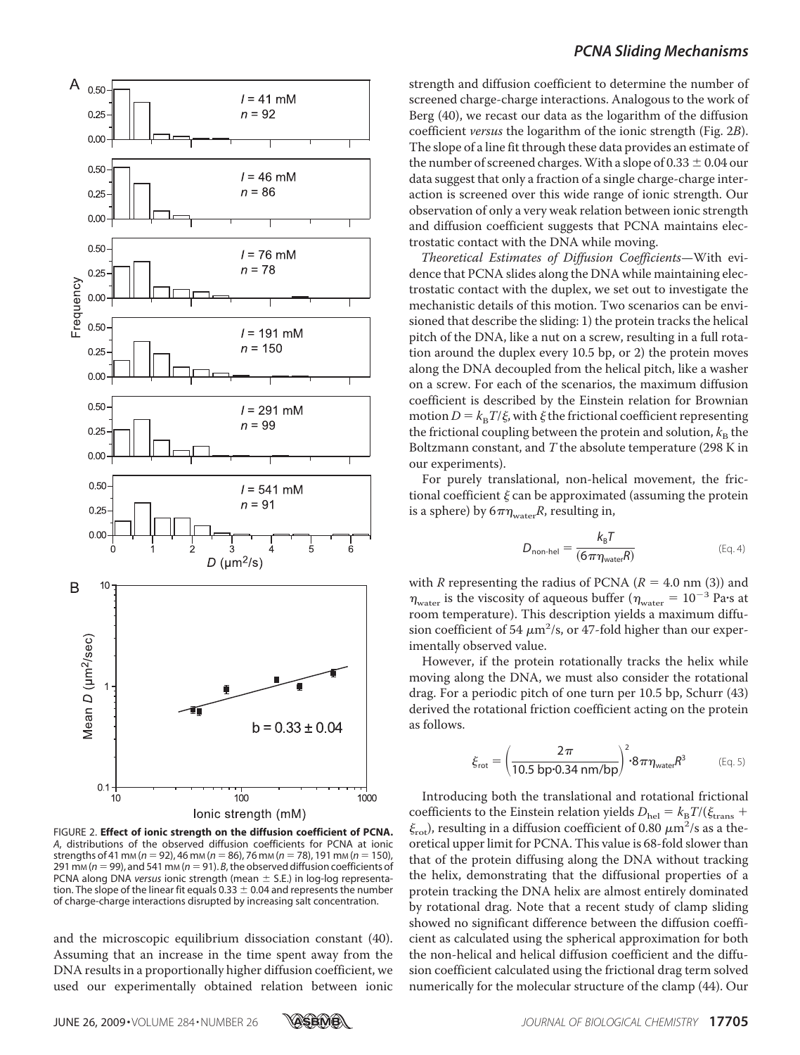FIGURE 2. **Effect of ionic strength on the diffusion coefficient of PCNA.** *A*, distributions of the observed diffusion coefficients for PCNA at ionic strengths of 41 mM ($n = 92$), 46 mM ($n = 86$), 76 mM ($n = 78$), 191 mM ($n = 150$), 291 mM ($n = 99$), and 541 mM ($n = 91$). *B*, the observed diffusion coefficients of PCNA along DNA *versus* ionic strength (mean ± S.E.) in log-log representation. The slope of the linear fit equals 0.33 ± 0.04 and represents the number of charge-charge interactions disrupted by increasing salt concentration.

and the microscopic equilibrium dissociation constant (40). Assuming that an increase in the time spent away from the DNA results in a proportionally higher diffusion coefficient, we used our experimentally obtained relation between ionic strength and diffusion coefficient to determine the number of screened charge-charge interactions. Analogous to the work of Berg (40), we recast our data as the logarithm of the diffusion coefficient *versus* the logarithm of the ionic strength (Fig. 2*B*). The slope of a line fit through these data provides an estimate of the number of screened charges. With a slope of 0.33 ± 0.04 our data suggest that only a fraction of a single charge-charge interaction is screened over this wide range of ionic strength. Our observation of only a very weak relation between ionic strength and diffusion coefficient suggests that PCNA maintains electrostatic contact with the DNA while moving.

*Theoretical Estimates of Diffusion Coefficients*—With evidence that PCNA slides along the DNA while maintaining electrostatic contact with the duplex, we set out to investigate the mechanistic details of this motion. Two scenarios can be envisioned that describe the sliding: 1) the protein tracks the helical pitch of the DNA, like a nut on a screw, resulting in a full rotation around the duplex every 10.5 bp, or 2) the protein moves along the DNA decoupled from the helical pitch, like a washer on a screw. For each of the scenarios, the maximum diffusion coefficient is described by the Einstein relation for Brownian motion $D = k_BT/\xi$, with $\xi$ the frictional coefficient representing the frictional coupling between the protein and solution, $k_B$ the Boltzmann constant, and $T$ the absolute temperature (298 K in our experiments).

For purely translational, non-helical movement, the frictional coefficient $\xi$ can be approximated (assuming the protein is a sphere) by $6\pi\eta_{water}R$, resulting in,

$$D_{non\text{-}hel} = \frac{k_BT}{(6\pi\eta_{water}R)} \quad \text{(Eq. 4)}$$

with $R$ representing the radius of PCNA ($R = 4.0$ nm (3)) and $\eta_{water}$ is the viscosity of aqueous buffer ($\eta_{water} = 10^{-3}$ Pa·s at room temperature). This description yields a maximum diffusion coefficient of 54 $\mu m^2/s$, or 47-fold higher than our experimentally observed value.

However, if the protein rotationally tracks the helix while moving along the DNA, we must also consider the rotational drag. For a periodic pitch of one turn per 10.5 bp, Schurr (43) derived the rotational friction coefficient acting on the protein as follows.

$$\xi_{rot} = \left(\frac{2\pi}{10.5\ \text{bp}\cdot 0.34\ \text{nm/bp}}\right)^2 \cdot 8\pi\eta_{water}R^3 \quad \text{(Eq. 5)}$$

Introducing both the translational and rotational frictional coefficients to the Einstein relation yields $D_{hel} = k_BT/(\xi_{trans} + \xi_{rot})$, resulting in a diffusion coefficient of 0.80 $\mu m^2/s$ as a theoretical upper limit for PCNA. This value is 68-fold slower than that of the protein diffusing along the DNA without tracking the helix, demonstrating that the diffusional properties of a protein tracking the DNA helix are almost entirely dominated by rotational drag. Note that a recent study of clamp sliding showed no significant difference between the diffusion coefficient as calculated using the spherical approximation for both the non-helical and helical diffusion coefficient and the diffusion coefficient calculated using the frictional drag term solved numerically for the molecular structure of the clamp (44). Our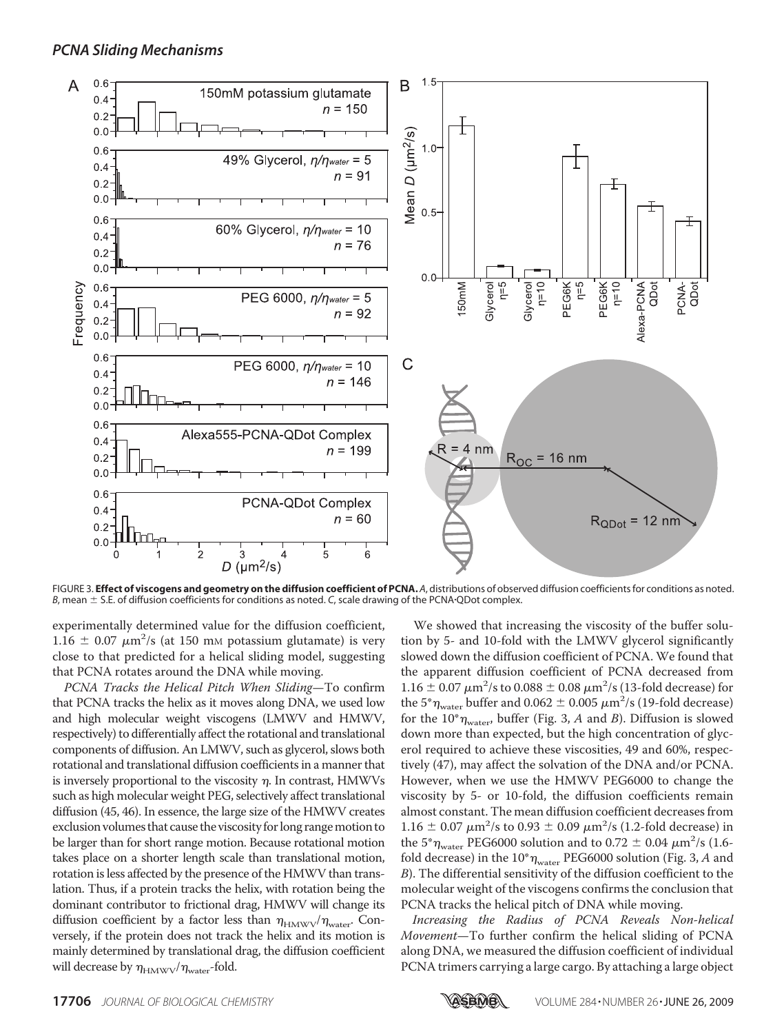FIGURE 3. **Effect of viscogens and geometry on the diffusion coefficient of PCNA.** *A*, distributions of observed diffusion coefficients for conditions as noted. *B*, mean ± S.E. of diffusion coefficients for conditions as noted. *C*, scale drawing of the PCNA·QDot complex.

experimentally determined value for the diffusion coefficient, 1.16 ± 0.07 $\mu m^2/s$ (at 150 mM potassium glutamate) is very close to that predicted for a helical sliding model, suggesting that PCNA rotates around the DNA while moving.

*PCNA Tracks the Helical Pitch When Sliding*—To confirm that PCNA tracks the helix as it moves along DNA, we used low and high molecular weight viscogens (LMWV and HMWV, respectively) to differentially affect the rotational and translational components of diffusion. An LMWV, such as glycerol, slows both rotational and translational diffusion coefficients in a manner that is inversely proportional to the viscosity $\eta$. In contrast, HMWVs such as high molecular weight PEG, selectively affect translational diffusion (45, 46). In essence, the large size of the HMWV creates exclusion volumes that cause the viscosity for long range motion to be larger than for short range motion. Because rotational motion takes place on a shorter length scale than translational motion, rotation is less affected by the presence of the HMWV than translation. Thus, if a protein tracks the helix, with rotation being the dominant contributor to frictional drag, HMWV will change its diffusion coefficient by a factor less than $\eta_{HMWV}/\eta_{water}$. Conversely, if the protein does not track the helix and its motion is mainly determined by translational drag, the diffusion coefficient will decrease by $\eta_{HMWV}/\eta_{water}$-fold.

We showed that increasing the viscosity of the buffer solution by 5- and 10-fold with the LMWV glycerol significantly slowed down the diffusion coefficient of PCNA. We found that the apparent diffusion coefficient of PCNA decreased from 1.16 ± 0.07 $\mu m^2/s$ to 0.088 ± 0.08 $\mu m^2/s$ (13-fold decrease) for the $5^*\eta_{water}$ buffer and 0.062 ± 0.005 $\mu m^2/s$ (19-fold decrease) for the $10^*\eta_{water}$ buffer (Fig. 3, *A* and *B*). Diffusion is slowed down more than expected, but the high concentration of glycerol required to achieve these viscosities, 49 and 60%, respectively (47), may affect the solvation of the DNA and/or PCNA. However, when we use the HMWV PEG6000 to change the viscosity by 5- or 10-fold, the diffusion coefficients remain almost constant. The mean diffusion coefficient decreases from 1.16 ± 0.07 $\mu m^2/s$ to 0.93 ± 0.09 $\mu m^2/s$ (1.2-fold decrease) in the $5^*\eta_{water}$ PEG6000 solution and to 0.72 ± 0.04 $\mu m^2/s$ (1.6-fold decrease) in the $10^*\eta_{water}$ PEG6000 solution (Fig. 3, *A* and *B*). The differential sensitivity of the diffusion coefficient to the molecular weight of the viscogens confirms the conclusion that PCNA tracks the helical pitch of DNA while moving.

*Increasing the Radius of PCNA Reveals Non-helical Movement*—To further confirm the helical sliding of PCNA along DNA, we measured the diffusion coefficient of individual PCNA trimers carrying a large cargo. By attaching a large object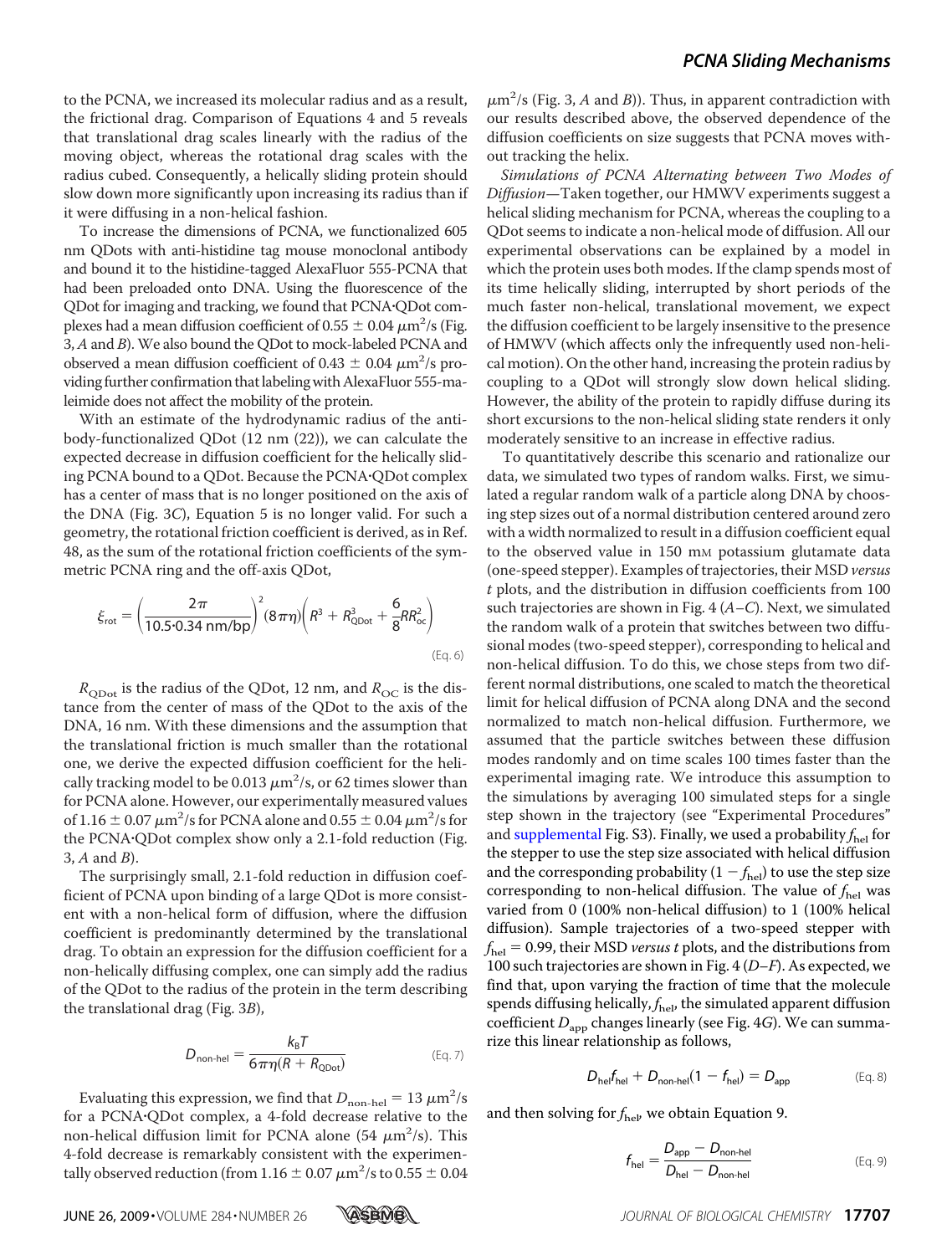to the PCNA, we increased its molecular radius and as a result, the frictional drag. Comparison of Equations 4 and 5 reveals that translational drag scales linearly with the radius of the moving object, whereas the rotational drag scales with the radius cubed. Consequently, a helically sliding protein should slow down more significantly upon increasing its radius than if it were diffusing in a non-helical fashion.

To increase the dimensions of PCNA, we functionalized 605 nm QDots with anti-histidine tag mouse monoclonal antibody and bound it to the histidine-tagged AlexaFluor 555-PCNA that had been preloaded onto DNA. Using the fluorescence of the QDot for imaging and tracking, we found that PCNA·QDot complexes had a mean diffusion coefficient of 0.55 ± 0.04 $\mu m^2/s$ (Fig. 3, *A* and *B*). We also bound the QDot to mock-labeled PCNA and observed a mean diffusion coefficient of 0.43 ± 0.04 $\mu m^2/s$ providing further confirmation that labeling with AlexaFluor 555-maleimide does not affect the mobility of the protein.

With an estimate of the hydrodynamic radius of the antibody-functionalized QDot (12 nm (22)), we can calculate the expected decrease in diffusion coefficient for the helically sliding PCNA bound to a QDot. Because the PCNA·QDot complex has a center of mass that is no longer positioned on the axis of the DNA (Fig. 3*C*), Equation 5 is no longer valid. For such a geometry, the rotational friction coefficient is derived, as in Ref. 48, as the sum of the rotational friction coefficients of the symmetric PCNA ring and the off-axis QDot,

$$\xi_{rot} = \left(\frac{2\pi}{10.5 \cdot 0.34\ \text{nm/bp}}\right)^2 (8\pi\eta)\left(R^3 + R_{QDot}^3 + \frac{6}{8}RR_{oc}^2\right) \quad \text{(Eq. 6)}$$

$R_{QDot}$ is the radius of the QDot, 12 nm, and $R_{OC}$ is the distance from the center of mass of the QDot to the axis of the DNA, 16 nm. With these dimensions and the assumption that the translational friction is much smaller than the rotational one, we derive the expected diffusion coefficient for the helically tracking model to be 0.013 $\mu m^2/s$, or 62 times slower than for PCNA alone. However, our experimentally measured values of 1.16 ± 0.07 $\mu m^2/s$ for PCNA alone and 0.55 ± 0.04 $\mu m^2/s$ for the PCNA·QDot complex show only a 2.1-fold reduction (Fig. 3, *A* and *B*).

The surprisingly small, 2.1-fold reduction in diffusion coefficient of PCNA upon binding of a large QDot is more consistent with a non-helical form of diffusion, where the diffusion coefficient is predominantly determined by the translational drag. To obtain an expression for the diffusion coefficient for a non-helically diffusing complex, one can simply add the radius of the QDot to the radius of the protein in the term describing the translational drag (Fig. 3*B*),

$$D_{non\text{-}hel} = \frac{k_B T}{6\pi\eta(R + R_{QDot})} \quad \text{(Eq. 7)}$$

Evaluating this expression, we find that $D_{non\text{-}hel} = 13\ \mu m^2/s$ for a PCNA·QDot complex, a 4-fold decrease relative to the non-helical diffusion limit for PCNA alone (54 $\mu m^2/s$). This 4-fold decrease is remarkably consistent with the experimentally observed reduction (from 1.16 ± 0.07 $\mu m^2/s$ to 0.55 ± 0.04 $\mu m^2/s$ (Fig. 3, *A* and *B*)). Thus, in apparent contradiction with our results described above, the observed dependence of the diffusion coefficients on size suggests that PCNA moves without tracking the helix.

*Simulations of PCNA Alternating between Two Modes of Diffusion*—Taken together, our HMWV experiments suggest a helical sliding mechanism for PCNA, whereas the coupling to a QDot seems to indicate a non-helical mode of diffusion. All our experimental observations can be explained by a model in which the protein uses both modes. If the clamp spends most of its time helically sliding, interrupted by short periods of the much faster non-helical, translational movement, we expect the diffusion coefficient to be largely insensitive to the presence of HMWV (which affects only the infrequently used non-helical motion). On the other hand, increasing the protein radius by coupling to a QDot will strongly slow down helical sliding. However, the ability of the protein to rapidly diffuse during its short excursions to the non-helical sliding state renders it only moderately sensitive to an increase in effective radius.

To quantitatively describe this scenario and rationalize our data, we simulated two types of random walks. First, we simulated a regular random walk of a particle along DNA by choosing step sizes out of a normal distribution centered around zero with a width normalized to result in a diffusion coefficient equal to the observed value in 150 mM potassium glutamate data (one-speed stepper). Examples of trajectories, their MSD *versus* *t* plots, and the distribution in diffusion coefficients from 100 such trajectories are shown in Fig. 4 (*A–C*). Next, we simulated the random walk of a protein that switches between two diffusional modes (two-speed stepper), corresponding to helical and non-helical diffusion. To do this, we chose steps from two different normal distributions, one scaled to match the theoretical limit for helical diffusion of PCNA along DNA and the second normalized to match non-helical diffusion. Furthermore, we assumed that the particle switches between these diffusion modes randomly and on time scales 100 times faster than the experimental imaging rate. We introduce this assumption to the simulations by averaging 100 simulated steps for a single step shown in the trajectory (see "Experimental Procedures" and supplemental Fig. S3). Finally, we used a probability $f_{hel}$ for the stepper to use the step size associated with helical diffusion and the corresponding probability $(1 - f_{hel})$ to use the step size corresponding to non-helical diffusion. The value of $f_{hel}$ was varied from 0 (100% non-helical diffusion) to 1 (100% helical diffusion). Sample trajectories of a two-speed stepper with $f_{hel} = 0.99$, their MSD *versus* *t* plots, and the distributions from 100 such trajectories are shown in Fig. 4 (*D–F*). As expected, we find that, upon varying the fraction of time that the molecule spends diffusing helically, $f_{hel}$, the simulated apparent diffusion coefficient $D_{app}$ changes linearly (see Fig. 4*G*). We can summarize this linear relationship as follows,

$$D_{hel} f_{hel} + D_{non\text{-}hel}(1 - f_{hel}) = D_{app} \quad \text{(Eq. 8)}$$

and then solving for $f_{hel}$, we obtain Equation 9.

$$f_{hel} = \frac{D_{app} - D_{non\text{-}hel}}{D_{hel} - D_{non\text{-}hel}} \quad \text{(Eq. 9)}$$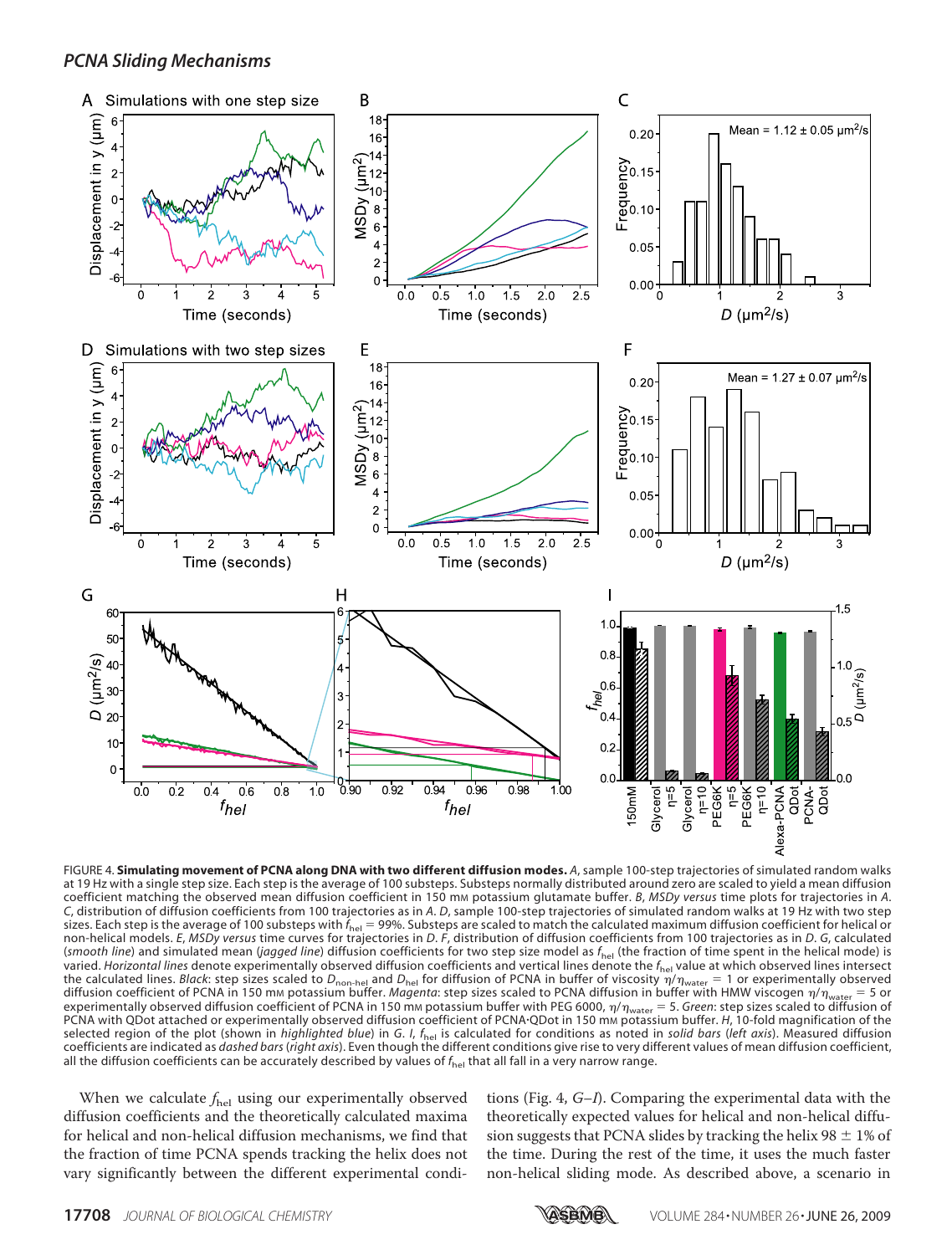FIGURE 4. **Simulating movement of PCNA along DNA with two different diffusion modes.** *A*, sample 100-step trajectories of simulated random walks at 19 Hz with a single step size. Each step is the average of 100 substeps. Substeps normally distributed around zero are scaled to yield a mean diffusion coefficient matching the observed mean diffusion coefficient in 150 mM potassium glutamate buffer. *B*, *MSDy versus* time plots for trajectories in *A*. *C*, distribution of diffusion coefficients from 100 trajectories as in *A*. *D*, sample 100-step trajectories of simulated random walks at 19 Hz with two step sizes. Each step is the average of 100 substeps with $f_{hel}$ = 99%. Substeps are scaled to match the calculated maximum diffusion coefficient for helical or non-helical models. *E*, *MSDy versus* time curves for trajectories in *D*. *F*, distribution of diffusion coefficients from 100 trajectories as in *D*. *G*, calculated (*smooth line*) and simulated mean (*jagged line*) diffusion coefficients for two step size model as $f_{hel}$ (the fraction of time spent in the helical mode) is varied. *Horizontal lines* denote experimentally observed diffusion coefficients and vertical lines denote the $f_{hel}$ value at which observed lines intersect the calculated lines. *Black*: step sizes scaled to $D_{non\text{-}hel}$ and $D_{hel}$ for diffusion of PCNA in buffer of viscosity $\eta/\eta_{water}$ = 1 or experimentally observed diffusion coefficient of PCNA in 150 mM potassium buffer. *Magenta*: step sizes scaled to PCNA diffusion in buffer with HMW viscogen $\eta/\eta_{water}$ = 5 or experimentally observed diffusion coefficient of PCNA in 150 mM potassium buffer with PEG 6000, $\eta/\eta_{water}$ = 5. *Green*: step sizes scaled to diffusion of PCNA with QDot attached or experimentally observed diffusion coefficient of PCNA·QDot in 150 mM potassium buffer. *H*, 10-fold magnification of the selected region of the plot (shown in *highlighted blue*) in *G*. *I*, $f_{hel}$ is calculated for conditions as noted in *solid bars* (*left axis*). Measured diffusion coefficients are indicated as *dashed bars* (*right axis*). Even though the different conditions give rise to very different values of mean diffusion coefficient, all the diffusion coefficients can be accurately described by values of $f_{hel}$ that all fall in a very narrow range.

When we calculate $f_{hel}$ using our experimentally observed diffusion coefficients and the theoretically calculated maxima for helical and non-helical diffusion mechanisms, we find that the fraction of time PCNA spends tracking the helix does not vary significantly between the different experimental conditions (Fig. 4, *G–I*). Comparing the experimental data with the theoretically expected values for helical and non-helical diffusion suggests that PCNA slides by tracking the helix 98 ± 1% of the time. During the rest of the time, it uses the much faster non-helical sliding mode. As described above, a scenario in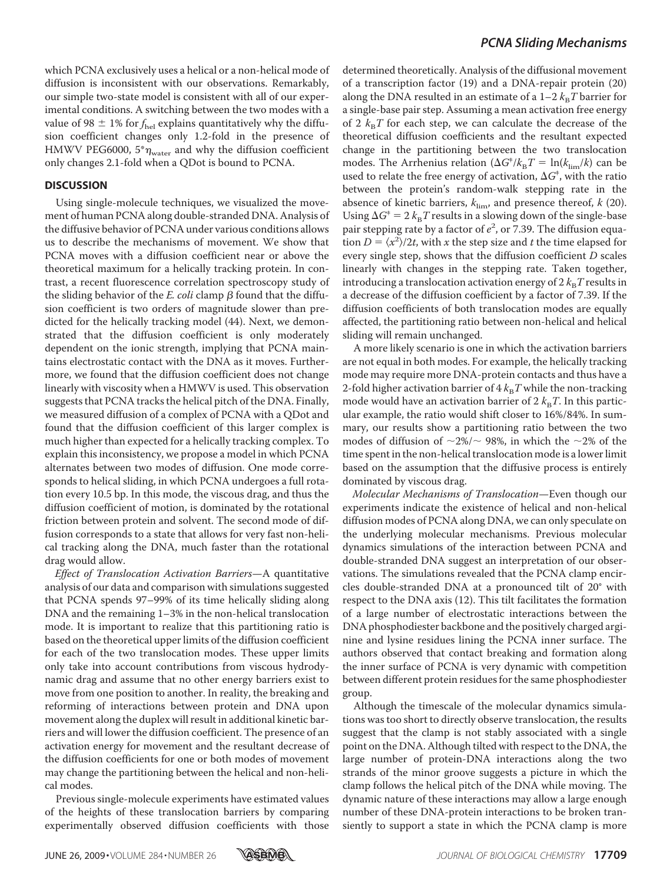which PCNA exclusively uses a helical or a non-helical mode of diffusion is inconsistent with our observations. Remarkably, our simple two-state model is consistent with all of our experimental conditions. A switching between the two modes with a value of 98 ± 1% for $f_{hel}$ explains quantitatively why the diffusion coefficient changes only 1.2-fold in the presence of HMWV PEG6000, $5^*\eta_{water}$ and why the diffusion coefficient only changes 2.1-fold when a QDot is bound to PCNA.

## DISCUSSION

Using single-molecule techniques, we visualized the movement of human PCNA along double-stranded DNA. Analysis of the diffusive behavior of PCNA under various conditions allows us to describe the mechanisms of movement. We show that PCNA moves with a diffusion coefficient near or above the theoretical maximum for a helically tracking protein. In contrast, a recent fluorescence correlation spectroscopy study of the sliding behavior of the *E. coli* clamp β found that the diffusion coefficient is two orders of magnitude slower than predicted for the helically tracking model (44). Next, we demonstrated that the diffusion coefficient is only moderately dependent on the ionic strength, implying that PCNA maintains electrostatic contact with the DNA as it moves. Furthermore, we found that the diffusion coefficient does not change linearly with viscosity when a HMWV is used. This observation suggests that PCNA tracks the helical pitch of the DNA. Finally, we measured diffusion of a complex of PCNA with a QDot and found that the diffusion coefficient of this larger complex is much higher than expected for a helically tracking complex. To explain this inconsistency, we propose a model in which PCNA alternates between two modes of diffusion. One mode corresponds to helical sliding, in which PCNA undergoes a full rotation every 10.5 bp. In this mode, the viscous drag, and thus the diffusion coefficient of motion, is dominated by the rotational friction between protein and solvent. The second mode of diffusion corresponds to a state that allows for very fast non-helical tracking along the DNA, much faster than the rotational drag would allow.

*Effect of Translocation Activation Barriers*—A quantitative analysis of our data and comparison with simulations suggested that PCNA spends 97–99% of its time helically sliding along DNA and the remaining 1–3% in the non-helical translocation mode. It is important to realize that this partitioning ratio is based on the theoretical upper limits of the diffusion coefficient for each of the two translocation modes. These upper limits only take into account contributions from viscous hydrodynamic drag and assume that no other energy barriers exist to move from one position to another. In reality, the breaking and reforming of interactions between protein and DNA upon movement along the duplex will result in additional kinetic barriers and will lower the diffusion coefficient. The presence of an activation energy for movement and the resultant decrease of the diffusion coefficients for one or both modes of movement may change the partitioning between the helical and non-helical modes.

Previous single-molecule experiments have estimated values of the heights of these translocation barriers by comparing experimentally observed diffusion coefficients with those determined theoretically. Analysis of the diffusional movement of a transcription factor (19) and a DNA-repair protein (20) along the DNA resulted in an estimate of a 1–2 $k_BT$ barrier for a single-base pair step. Assuming a mean activation free energy of 2 $k_BT$ for each step, we can calculate the decrease of the theoretical diffusion coefficients and the resultant expected change in the partitioning between the two translocation modes. The Arrhenius relation ($\Delta G^{\ddagger}/k_BT = \ln(k_{lim}/k)$ can be used to relate the free energy of activation, $\Delta G^{\ddagger}$, with the ratio between the protein's random-walk stepping rate in the absence of kinetic barriers, $k_{lim}$, and presence thereof, $k$ (20). Using $\Delta G^{\ddagger} = 2\ k_BT$ results in a slowing down of the single-base pair stepping rate by a factor of $e^2$, or 7.39. The diffusion equation $D = \langle x^2 \rangle/2t$, with $x$ the step size and $t$ the time elapsed for every single step, shows that the diffusion coefficient $D$ scales linearly with changes in the stepping rate. Taken together, introducing a translocation activation energy of 2 $k_BT$ results in a decrease of the diffusion coefficient by a factor of 7.39. If the diffusion coefficients of both translocation modes are equally affected, the partitioning ratio between non-helical and helical sliding will remain unchanged.

A more likely scenario is one in which the activation barriers are not equal in both modes. For example, the helically tracking mode may require more DNA-protein contacts and thus have a 2-fold higher activation barrier of 4 $k_BT$ while the non-tracking mode would have an activation barrier of 2 $k_BT$. In this particular example, the ratio would shift closer to 16%/84%. In summary, our results show a partitioning ratio between the two modes of diffusion of ~2%/~ 98%, in which the ~2% of the time spent in the non-helical translocation mode is a lower limit based on the assumption that the diffusive process is entirely dominated by viscous drag.

*Molecular Mechanisms of Translocation*—Even though our experiments indicate the existence of helical and non-helical diffusion modes of PCNA along DNA, we can only speculate on the underlying molecular mechanisms. Previous molecular dynamics simulations of the interaction between PCNA and double-stranded DNA suggest an interpretation of our observations. The simulations revealed that the PCNA clamp encircles double-stranded DNA at a pronounced tilt of 20° with respect to the DNA axis (12). This tilt facilitates the formation of a large number of electrostatic interactions between the DNA phosphodiester backbone and the positively charged arginine and lysine residues lining the PCNA inner surface. The authors observed that contact breaking and formation along the inner surface of PCNA is very dynamic with competition between different protein residues for the same phosphodiester group.

Although the timescale of the molecular dynamics simulations was too short to directly observe translocation, the results suggest that the clamp is not stably associated with a single point on the DNA. Although tilted with respect to the DNA, the large number of protein-DNA interactions along the two strands of the minor groove suggests a picture in which the clamp follows the helical pitch of the DNA while moving. The dynamic nature of these interactions may allow a large enough number of these DNA-protein interactions to be broken transiently to support a state in which the PCNA clamp is more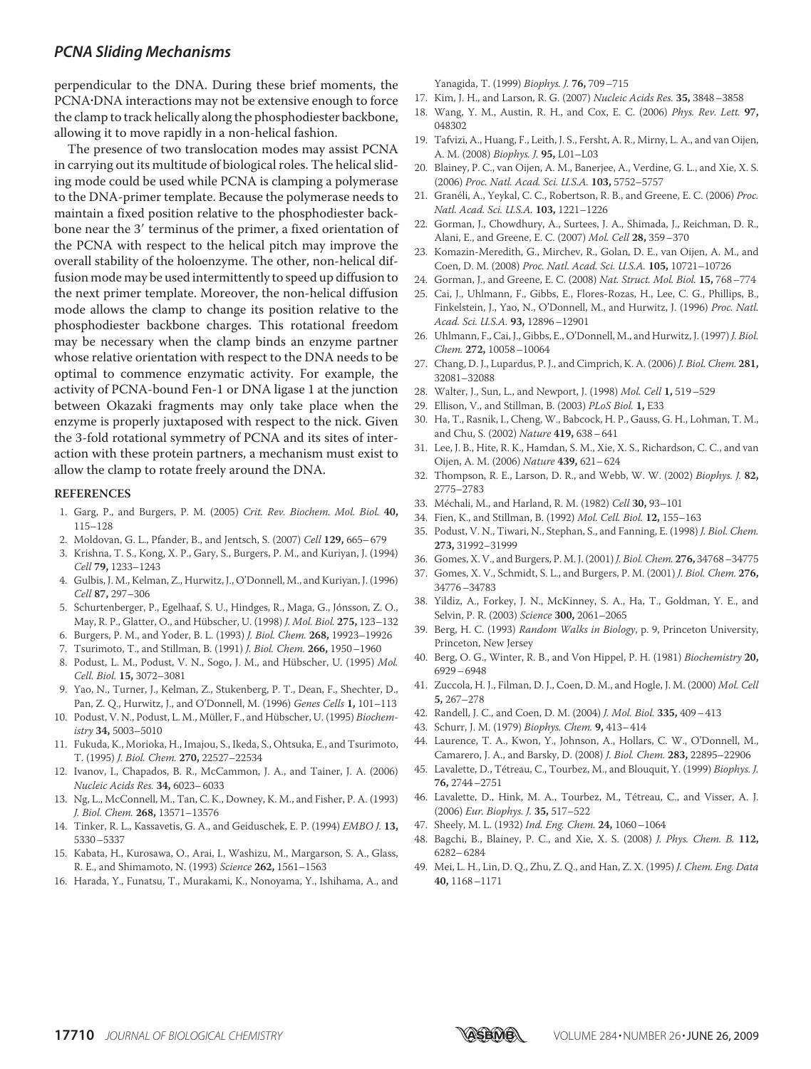perpendicular to the DNA. During these brief moments, the PCNA·DNA interactions may not be extensive enough to force the clamp to track helically along the phosphodiester backbone, allowing it to move rapidly in a non-helical fashion.

The presence of two translocation modes may assist PCNA in carrying out its multitude of biological roles. The helical sliding mode could be used while PCNA is clamping a polymerase to the DNA-primer template. Because the polymerase needs to maintain a fixed position relative to the phosphodiester backbone near the 3′ terminus of the primer, a fixed orientation of the PCNA with respect to the helical pitch may improve the overall stability of the holoenzyme. The other, non-helical diffusion mode may be used intermittently to speed up diffusion to the next primer template. Moreover, the non-helical diffusion mode allows the clamp to change its position relative to the phosphodiester backbone charges. This rotational freedom may be necessary when the clamp binds an enzyme partner whose relative orientation with respect to the DNA needs to be optimal to commence enzymatic activity. For example, the activity of PCNA-bound Fen-1 or DNA ligase 1 at the junction between Okazaki fragments may only take place when the enzyme is properly juxtaposed with respect to the nick. Given the 3-fold rotational symmetry of PCNA and its sites of interaction with these protein partners, a mechanism must exist to allow the clamp to rotate freely around the DNA.

## REFERENCES

1. Garg, P., and Burgers, P. M. (2005) *Crit. Rev. Biochem. Mol. Biol.* **40,** 115–128
2. Moldovan, G. L., Pfander, B., and Jentsch, S. (2007) *Cell* **129,** 665–679
3. Krishna, T. S., Kong, X. P., Gary, S., Burgers, P. M., and Kuriyan, J. (1994) *Cell* **79,** 1233–1243
4. Gulbis, J. M., Kelman, Z., Hurwitz, J., O'Donnell, M., and Kuriyan, J. (1996) *Cell* **87,** 297–306
5. Schurtenberger, P., Egelhaaf, S. U., Hindges, R., Maga, G., Jónsson, Z. O., May, R. P., Glatter, O., and Hübscher, U. (1998) *J. Mol. Biol.* **275,** 123–132
6. Burgers, P. M., and Yoder, B. L. (1993) *J. Biol. Chem.* **268,** 19923–19926
7. Tsurimoto, T., and Stillman, B. (1991) *J. Biol. Chem.* **266,** 1950–1960
8. Podust, L. M., Podust, V. N., Sogo, J. M., and Hübscher, U. (1995) *Mol. Cell. Biol.* **15,** 3072–3081
9. Yao, N., Turner, J., Kelman, Z., Stukenberg, P. T., Dean, F., Shechter, D., Pan, Z. Q., Hurwitz, J., and O'Donnell, M. (1996) *Genes Cells* **1,** 101–113
10. Podust, V. N., Podust, L. M., Müller, F., and Hübscher, U. (1995) *Biochemistry* **34,** 5003–5010
11. Fukuda, K., Morioka, H., Imajou, S., Ikeda, S., Ohtsuka, E., and Tsurimoto, T. (1995) *J. Biol. Chem.* **270,** 22527–22534
12. Ivanov, I., Chapados, B. R., McCammon, J. A., and Tainer, J. A. (2006) *Nucleic Acids Res.* **34,** 6023–6033
13. Ng, L., McConnell, M., Tan, C. K., Downey, K. M., and Fisher, P. A. (1993) *J. Biol. Chem.* **268,** 13571–13576
14. Tinker, R. L., Kassavetis, G. A., and Geiduschek, E. P. (1994) *EMBO J.* **13,** 5330–5337
15. Kabata, H., Kurosawa, O., Arai, I., Washizu, M., Margarson, S. A., Glass, R. E., and Shimamoto, N. (1993) *Science* **262,** 1561–1563
16. Harada, Y., Funatsu, T., Murakami, K., Nonoyama, Y., Ishihama, A., and Yanagida, T. (1999) *Biophys. J.* **76,** 709–715
17. Kim, J. H., and Larson, R. G. (2007) *Nucleic Acids Res.* **35,** 3848–3858
18. Wang, Y. M., Austin, R. H., and Cox, E. C. (2006) *Phys. Rev. Lett.* **97,** 048302
19. Tafvizi, A., Huang, F., Leith, J. S., Fersht, A. R., Mirny, L. A., and van Oijen, A. M. (2008) *Biophys. J.* **95,** L01–L03
20. Blainey, P. C., van Oijen, A. M., Banerjee, A., Verdine, G. L., and Xie, X. S. (2006) *Proc. Natl. Acad. Sci. U.S.A.* **103,** 5752–5757
21. Granéli, A., Yeykal, C. C., Robertson, R. B., and Greene, E. C. (2006) *Proc. Natl. Acad. Sci. U.S.A.* **103,** 1221–1226
22. Gorman, J., Chowdhury, A., Surtees, J. A., Shimada, J., Reichman, D. R., Alani, E., and Greene, E. C. (2007) *Mol. Cell* **28,** 359–370
23. Komazin-Meredith, G., Mirchev, R., Golan, D. E., van Oijen, A. M., and Coen, D. M. (2008) *Proc. Natl. Acad. Sci. U.S.A.* **105,** 10721–10726
24. Gorman, J., and Greene, E. C. (2008) *Nat. Struct. Mol. Biol.* **15,** 768–774
25. Cai, J., Uhlmann, F., Gibbs, E., Flores-Rozas, H., Lee, C. G., Phillips, B., Finkelstein, J., Yao, N., O'Donnell, M., and Hurwitz, J. (1996) *Proc. Natl. Acad. Sci. U.S.A.* **93,** 12896–12901
26. Uhlmann, F., Cai, J., Gibbs, E., O'Donnell, M., and Hurwitz, J. (1997) *J. Biol. Chem.* **272,** 10058–10064
27. Chang, D. J., Lupardus, P. J., and Cimprich, K. A. (2006) *J. Biol. Chem.* **281,** 32081–32088
28. Walter, J., Sun, L., and Newport, J. (1998) *Mol. Cell* **1,** 519–529
29. Ellison, V., and Stillman, B. (2003) *PLoS Biol.* **1,** E33
30. Ha, T., Rasnik, I., Cheng, W., Babcock, H. P., Gauss, G. H., Lohman, T. M., and Chu, S. (2002) *Nature* **419,** 638–641
31. Lee, J. B., Hite, R. K., Hamdan, S. M., Xie, X. S., Richardson, C. C., and van Oijen, A. M. (2006) *Nature* **439,** 621–624
32. Thompson, R. E., Larson, D. R., and Webb, W. W. (2002) *Biophys. J.* **82,** 2775–2783
33. Méchali, M., and Harland, R. M. (1982) *Cell* **30,** 93–101
34. Fien, K., and Stillman, B. (1992) *Mol. Cell. Biol.* **12,** 155–163
35. Podust, V. N., Tiwari, N., Stephan, S., and Fanning, E. (1998) *J. Biol. Chem.* **273,** 31992–31999
36. Gomes, X. V., and Burgers, P. M. J. (2001) *J. Biol. Chem.* **276,** 34768–34775
37. Gomes, X. V., Schmidt, S. L., and Burgers, P. M. (2001) *J. Biol. Chem.* **276,** 34776–34783
38. Yildiz, A., Forkey, J. N., McKinney, S. A., Ha, T., Goldman, Y. E., and Selvin, P. R. (2003) *Science* **300,** 2061–2065
39. Berg, H. C. (1993) *Random Walks in Biology*, p. 9, Princeton University, Princeton, New Jersey
40. Berg, O. G., Winter, R. B., and Von Hippel, P. H. (1981) *Biochemistry* **20,** 6929–6948
41. Zuccola, H. J., Filman, D. J., Coen, D. M., and Hogle, J. M. (2000) *Mol. Cell* **5,** 267–278
42. Randell, J. C., and Coen, D. M. (2004) *J. Mol. Biol.* **335,** 409–413
43. Schurr, J. M. (1979) *Biophys. Chem.* **9,** 413–414
44. Laurence, T. A., Kwon, Y., Johnson, A., Hollars, C. W., O'Donnell, M., Camarero, J. A., and Barsky, D. (2008) *J. Biol. Chem.* **283,** 22895–22906
45. Lavalette, D., Tétreau, C., Tourbez, M., and Blouquit, Y. (1999) *Biophys. J.* **76,** 2744–2751
46. Lavalette, D., Hink, M. A., Tourbez, M., Tétreau, C., and Visser, A. J. (2006) *Eur. Biophys. J.* **35,** 517–522
47. Sheely, M. L. (1932) *Ind. Eng. Chem.* **24,** 1060–1064
48. Bagchi, B., Blainey, P. C., and Xie, X. S. (2008) *J. Phys. Chem. B.* **112,** 6282–6284
49. Mei, L. H., Lin, D. Q., Zhu, Z. Q., and Han, Z. X. (1995) *J. Chem. Eng. Data* **40,** 1168–1171